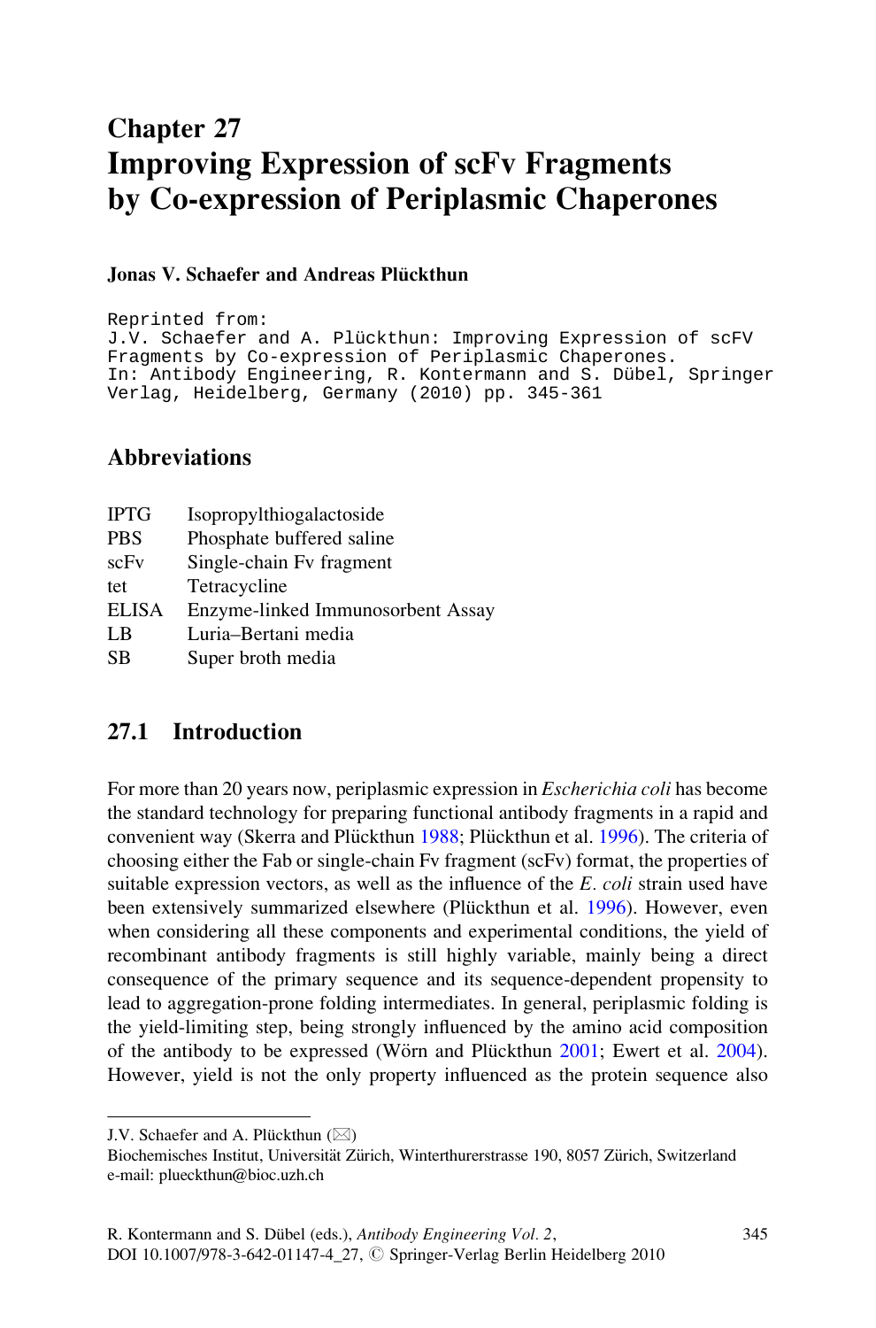# Chapter 27
# Improving Expression of scFv Fragments by Co-expression of Periplasmic Chaperones

**Jonas V. Schaefer and Andreas Plückthun**

```
Reprinted from:
J.V. Schaefer and A. Plückthun: Improving Expression of scFV
Fragments by Co-expression of Periplasmic Chaperones.
In: Antibody Engineering, R. Kontermann and S. Dübel, Springer
Verlag, Heidelberg, Germany (2010) pp. 345-361
```

## Abbreviations

| | |
|---|---|
| IPTG | Isopropylthiogalactoside |
| PBS | Phosphate buffered saline |
| scFv | Single-chain Fv fragment |
| tet | Tetracycline |
| ELISA | Enzyme-linked Immunosorbent Assay |
| LB | Luria–Bertani media |
| SB | Super broth media |

## 27.1 Introduction

For more than 20 years now, periplasmic expression in *Escherichia coli* has become the standard technology for preparing functional antibody fragments in a rapid and convenient way (Skerra and Plückthun 1988; Plückthun et al. 1996). The criteria of choosing either the Fab or single-chain Fv fragment (scFv) format, the properties of suitable expression vectors, as well as the influence of the *E. coli* strain used have been extensively summarized elsewhere (Plückthun et al. 1996). However, even when considering all these components and experimental conditions, the yield of recombinant antibody fragments is still highly variable, mainly being a direct consequence of the primary sequence and its sequence-dependent propensity to lead to aggregation-prone folding intermediates. In general, periplasmic folding is the yield-limiting step, being strongly influenced by the amino acid composition of the antibody to be expressed (Wörn and Plückthun 2001; Ewert et al. 2004). However, yield is not the only property influenced as the protein sequence also

---

J.V. Schaefer and A. Plückthun (✉)
Biochemisches Institut, Universität Zürich, Winterthurerstrasse 190, 8057 Zürich, Switzerland
e-mail: plueckthun@bioc.uzh.ch

R. Kontermann and S. Dübel (eds.), *Antibody Engineering Vol. 2*,
DOI 10.1007/978-3-642-01147-4_27, © Springer-Verlag Berlin Heidelberg 2010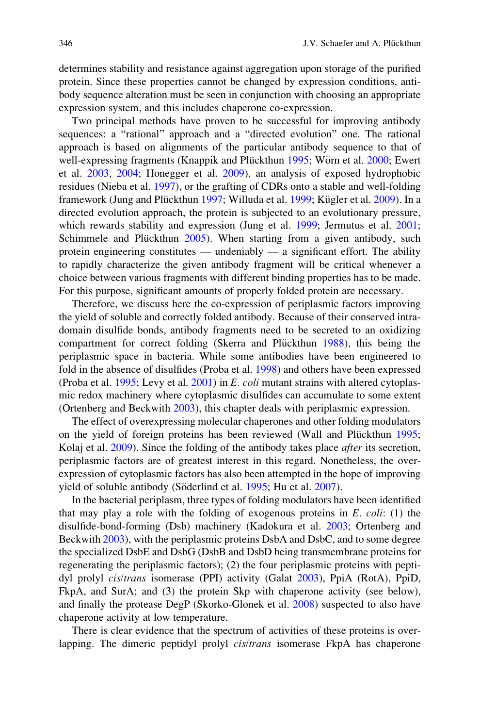determines stability and resistance against aggregation upon storage of the purified protein. Since these properties cannot be changed by expression conditions, antibody sequence alteration must be seen in conjunction with choosing an appropriate expression system, and this includes chaperone co-expression.

Two principal methods have proven to be successful for improving antibody sequences: a "rational" approach and a "directed evolution" one. The rational approach is based on alignments of the particular antibody sequence to that of well-expressing fragments (Knappik and Plückthun 1995; Wörn et al. 2000; Ewert et al. 2003, 2004; Honegger et al. 2009), an analysis of exposed hydrophobic residues (Nieba et al. 1997), or the grafting of CDRs onto a stable and well-folding framework (Jung and Plückthun 1997; Willuda et al. 1999; Kügler et al. 2009). In a directed evolution approach, the protein is subjected to an evolutionary pressure, which rewards stability and expression (Jung et al. 1999; Jermutus et al. 2001; Schimmele and Plückthun 2005). When starting from a given antibody, such protein engineering constitutes — undeniably — a significant effort. The ability to rapidly characterize the given antibody fragment will be critical whenever a choice between various fragments with different binding properties has to be made. For this purpose, significant amounts of properly folded protein are necessary.

Therefore, we discuss here the co-expression of periplasmic factors improving the yield of soluble and correctly folded antibody. Because of their conserved intradomain disulfide bonds, antibody fragments need to be secreted to an oxidizing compartment for correct folding (Skerra and Plückthun 1988), this being the periplasmic space in bacteria. While some antibodies have been engineered to fold in the absence of disulfides (Proba et al. 1998) and others have been expressed (Proba et al. 1995; Levy et al. 2001) in *E. coli* mutant strains with altered cytoplasmic redox machinery where cytoplasmic disulfides can accumulate to some extent (Ortenberg and Beckwith 2003), this chapter deals with periplasmic expression.

The effect of overexpressing molecular chaperones and other folding modulators on the yield of foreign proteins has been reviewed (Wall and Plückthun 1995; Kolaj et al. 2009). Since the folding of the antibody takes place *after* its secretion, periplasmic factors are of greatest interest in this regard. Nonetheless, the overexpression of cytoplasmic factors has also been attempted in the hope of improving yield of soluble antibody (Söderlind et al. 1995; Hu et al. 2007).

In the bacterial periplasm, three types of folding modulators have been identified that may play a role with the folding of exogenous proteins in *E. coli*: (1) the disulfide-bond-forming (Dsb) machinery (Kadokura et al. 2003; Ortenberg and Beckwith 2003), with the periplasmic proteins DsbA and DsbC, and to some degree the specialized DsbE and DsbG (DsbB and DsbD being transmembrane proteins for regenerating the periplasmic factors); (2) the four periplasmic proteins with peptidyl prolyl *cis*/*trans* isomerase (PPI) activity (Galat 2003), PpiA (RotA), PpiD, FkpA, and SurA; and (3) the protein Skp with chaperone activity (see below), and finally the protease DegP (Skorko-Glonek et al. 2008) suspected to also have chaperone activity at low temperature.

There is clear evidence that the spectrum of activities of these proteins is overlapping. The dimeric peptidyl prolyl *cis*/*trans* isomerase FkpA has chaperone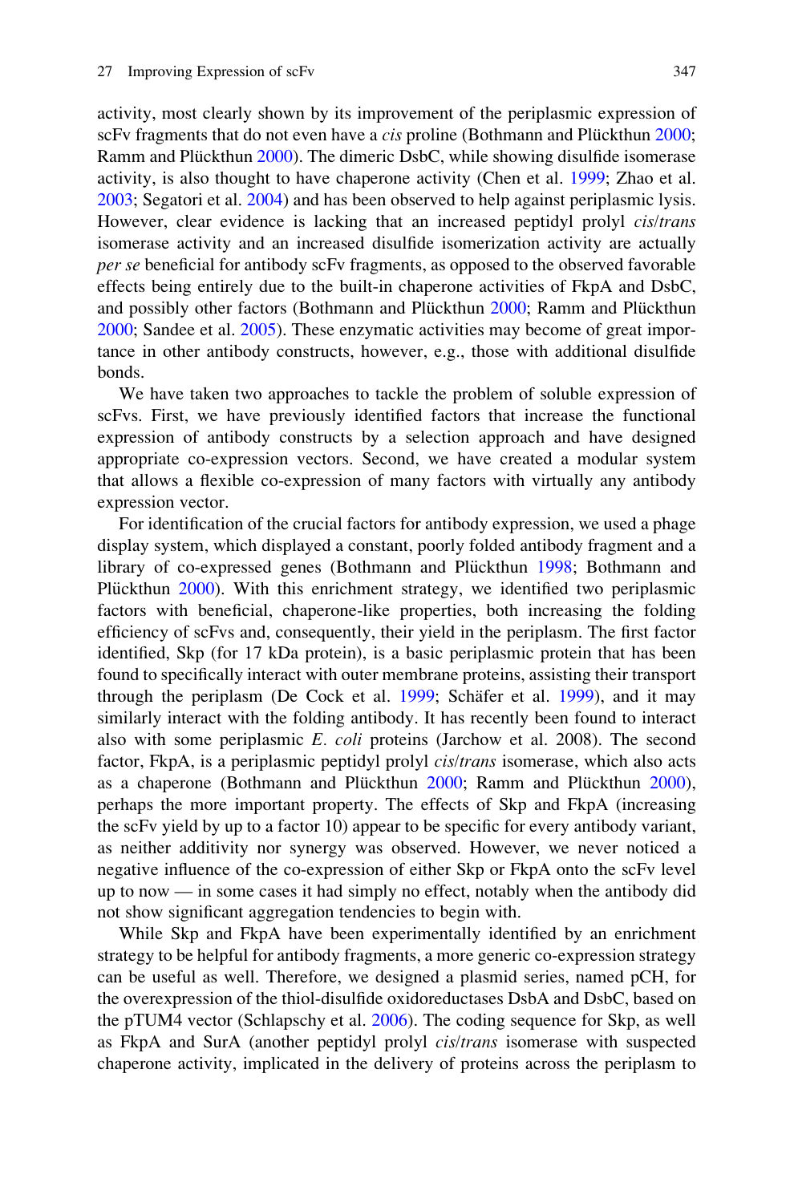activity, most clearly shown by its improvement of the periplasmic expression of scFv fragments that do not even have a *cis* proline (Bothmann and Plückthun 2000; Ramm and Plückthun 2000). The dimeric DsbC, while showing disulfide isomerase activity, is also thought to have chaperone activity (Chen et al. 1999; Zhao et al. 2003; Segatori et al. 2004) and has been observed to help against periplasmic lysis. However, clear evidence is lacking that an increased peptidyl prolyl *cis*/*trans* isomerase activity and an increased disulfide isomerization activity are actually *per se* beneficial for antibody scFv fragments, as opposed to the observed favorable effects being entirely due to the built-in chaperone activities of FkpA and DsbC, and possibly other factors (Bothmann and Plückthun 2000; Ramm and Plückthun 2000; Sandee et al. 2005). These enzymatic activities may become of great importance in other antibody constructs, however, e.g., those with additional disulfide bonds.

We have taken two approaches to tackle the problem of soluble expression of scFvs. First, we have previously identified factors that increase the functional expression of antibody constructs by a selection approach and have designed appropriate co-expression vectors. Second, we have created a modular system that allows a flexible co-expression of many factors with virtually any antibody expression vector.

For identification of the crucial factors for antibody expression, we used a phage display system, which displayed a constant, poorly folded antibody fragment and a library of co-expressed genes (Bothmann and Plückthun 1998; Bothmann and Plückthun 2000). With this enrichment strategy, we identified two periplasmic factors with beneficial, chaperone-like properties, both increasing the folding efficiency of scFvs and, consequently, their yield in the periplasm. The first factor identified, Skp (for 17 kDa protein), is a basic periplasmic protein that has been found to specifically interact with outer membrane proteins, assisting their transport through the periplasm (De Cock et al. 1999; Schäfer et al. 1999), and it may similarly interact with the folding antibody. It has recently been found to interact also with some periplasmic *E. coli* proteins (Jarchow et al. 2008). The second factor, FkpA, is a periplasmic peptidyl prolyl *cis*/*trans* isomerase, which also acts as a chaperone (Bothmann and Plückthun 2000; Ramm and Plückthun 2000), perhaps the more important property. The effects of Skp and FkpA (increasing the scFv yield by up to a factor 10) appear to be specific for every antibody variant, as neither additivity nor synergy was observed. However, we never noticed a negative influence of the co-expression of either Skp or FkpA onto the scFv level up to now — in some cases it had simply no effect, notably when the antibody did not show significant aggregation tendencies to begin with.

While Skp and FkpA have been experimentally identified by an enrichment strategy to be helpful for antibody fragments, a more generic co-expression strategy can be useful as well. Therefore, we designed a plasmid series, named pCH, for the overexpression of the thiol-disulfide oxidoreductases DsbA and DsbC, based on the pTUM4 vector (Schlapschy et al. 2006). The coding sequence for Skp, as well as FkpA and SurA (another peptidyl prolyl *cis*/*trans* isomerase with suspected chaperone activity, implicated in the delivery of proteins across the periplasm to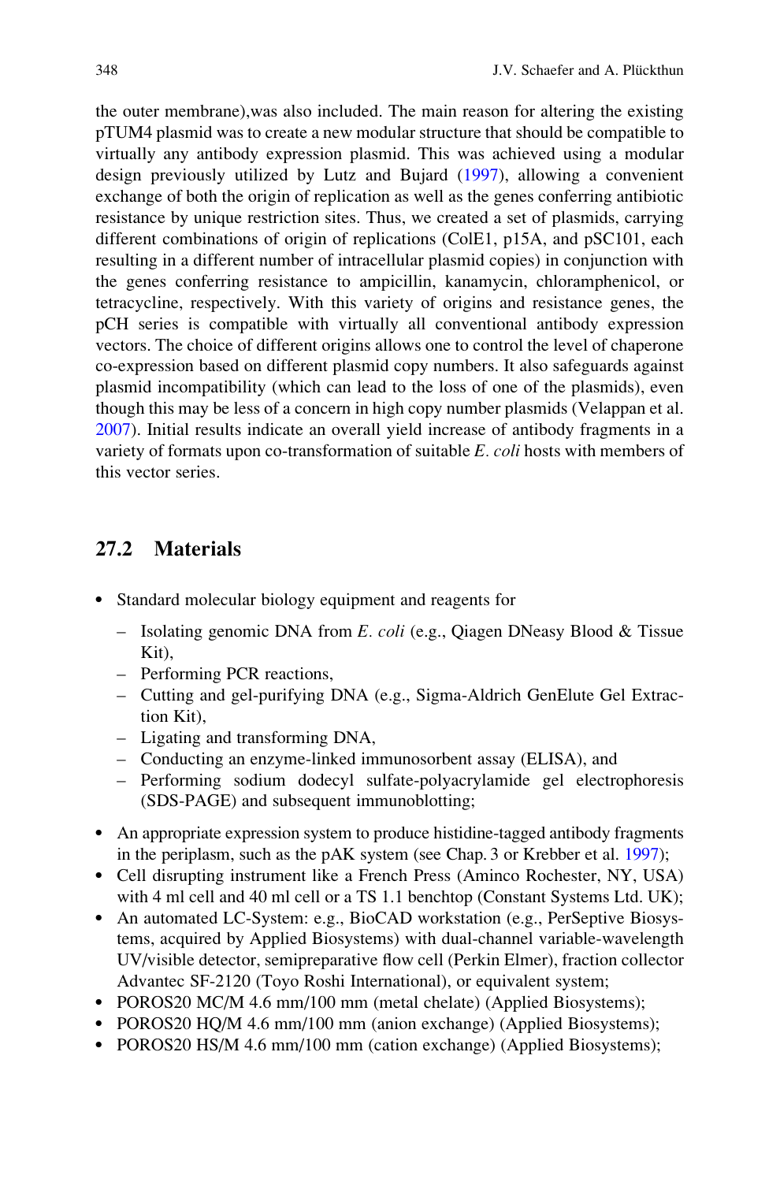the outer membrane),was also included. The main reason for altering the existing pTUM4 plasmid was to create a new modular structure that should be compatible to virtually any antibody expression plasmid. This was achieved using a modular design previously utilized by Lutz and Bujard (1997), allowing a convenient exchange of both the origin of replication as well as the genes conferring antibiotic resistance by unique restriction sites. Thus, we created a set of plasmids, carrying different combinations of origin of replications (ColE1, p15A, and pSC101, each resulting in a different number of intracellular plasmid copies) in conjunction with the genes conferring resistance to ampicillin, kanamycin, chloramphenicol, or tetracycline, respectively. With this variety of origins and resistance genes, the pCH series is compatible with virtually all conventional antibody expression vectors. The choice of different origins allows one to control the level of chaperone co-expression based on different plasmid copy numbers. It also safeguards against plasmid incompatibility (which can lead to the loss of one of the plasmids), even though this may be less of a concern in high copy number plasmids (Velappan et al. 2007). Initial results indicate an overall yield increase of antibody fragments in a variety of formats upon co-transformation of suitable *E. coli* hosts with members of this vector series.

## 27.2 Materials

- Standard molecular biology equipment and reagents for
  - Isolating genomic DNA from *E. coli* (e.g., Qiagen DNeasy Blood & Tissue Kit),
  - Performing PCR reactions,
  - Cutting and gel-purifying DNA (e.g., Sigma-Aldrich GenElute Gel Extraction Kit),
  - Ligating and transforming DNA,
  - Conducting an enzyme-linked immunosorbent assay (ELISA), and
  - Performing sodium dodecyl sulfate-polyacrylamide gel electrophoresis (SDS-PAGE) and subsequent immunoblotting;
- An appropriate expression system to produce histidine-tagged antibody fragments in the periplasm, such as the pAK system (see Chap. 3 or Krebber et al. 1997);
- Cell disrupting instrument like a French Press (Aminco Rochester, NY, USA) with 4 ml cell and 40 ml cell or a TS 1.1 benchtop (Constant Systems Ltd. UK);
- An automated LC-System: e.g., BioCAD workstation (e.g., PerSeptive Biosystems, acquired by Applied Biosystems) with dual-channel variable-wavelength UV/visible detector, semipreparative flow cell (Perkin Elmer), fraction collector Advantec SF-2120 (Toyo Roshi International), or equivalent system;
- POROS20 MC/M 4.6 mm/100 mm (metal chelate) (Applied Biosystems);
- POROS20 HQ/M 4.6 mm/100 mm (anion exchange) (Applied Biosystems);
- POROS20 HS/M 4.6 mm/100 mm (cation exchange) (Applied Biosystems);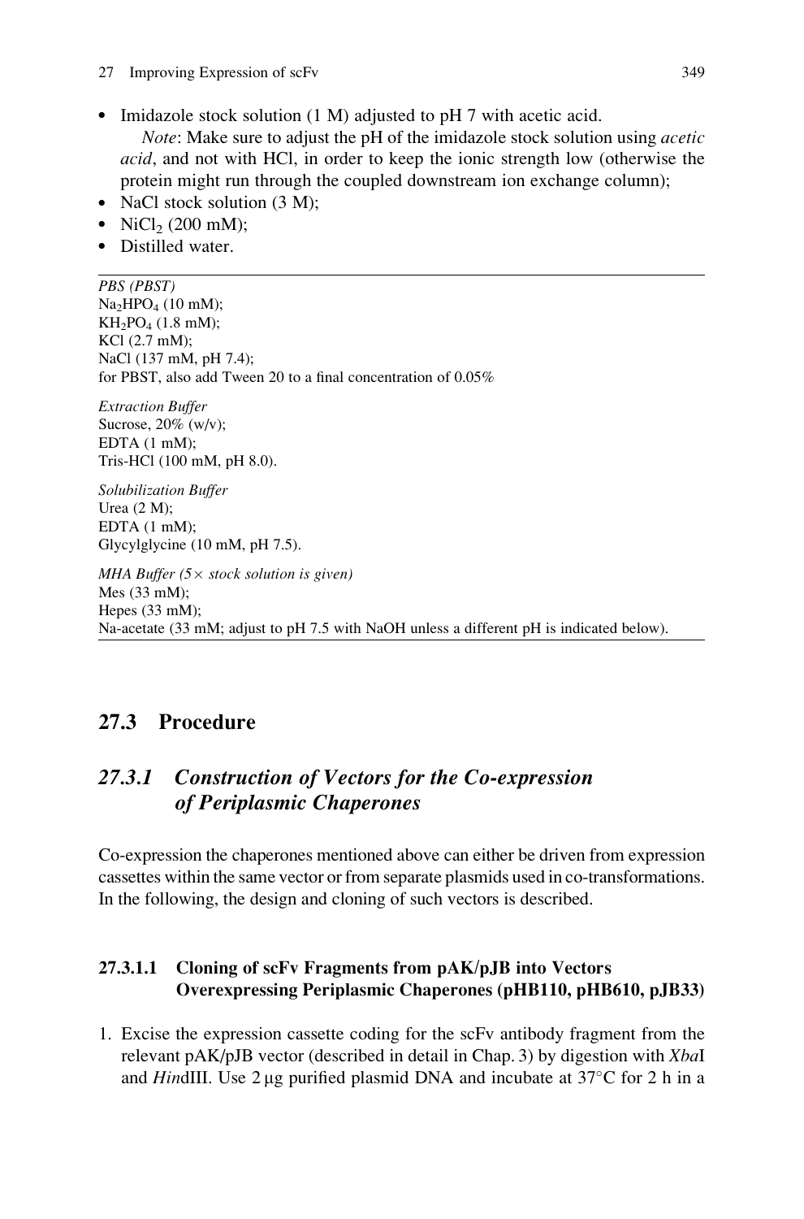- Imidazole stock solution (1 M) adjusted to pH 7 with acetic acid.
  *Note*: Make sure to adjust the pH of the imidazole stock solution using *acetic acid*, and not with HCl, in order to keep the ionic strength low (otherwise the protein might run through the coupled downstream ion exchange column);
- NaCl stock solution (3 M);
- $NiCl_2$ (200 mM);
- Distilled water.

---

*PBS (PBST)*
$Na_2HPO_4$ (10 mM);
$KH_2PO_4$ (1.8 mM);
KCl (2.7 mM);
NaCl (137 mM, pH 7.4);
for PBST, also add Tween 20 to a final concentration of 0.05%

*Extraction Buffer*
Sucrose, 20% (w/v);
EDTA (1 mM);
Tris-HCl (100 mM, pH 8.0).

*Solubilization Buffer*
Urea (2 M);
EDTA (1 mM);
Glycylglycine (10 mM, pH 7.5).

*MHA Buffer (5× stock solution is given)*
Mes (33 mM);
Hepes (33 mM);
Na-acetate (33 mM; adjust to pH 7.5 with NaOH unless a different pH is indicated below).

---

## 27.3 Procedure

### *27.3.1 Construction of Vectors for the Co-expression of Periplasmic Chaperones*

Co-expression the chaperones mentioned above can either be driven from expression cassettes within the same vector or from separate plasmids used in co-transformations. In the following, the design and cloning of such vectors is described.

#### 27.3.1.1 Cloning of scFv Fragments from pAK/pJB into Vectors Overexpressing Periplasmic Chaperones (pHB110, pHB610, pJB33)

1. Excise the expression cassette coding for the scFv antibody fragment from the relevant pAK/pJB vector (described in detail in Chap. 3) by digestion with *Xba*I and *Hin*dIII. Use 2 μg purified plasmid DNA and incubate at 37°C for 2 h in a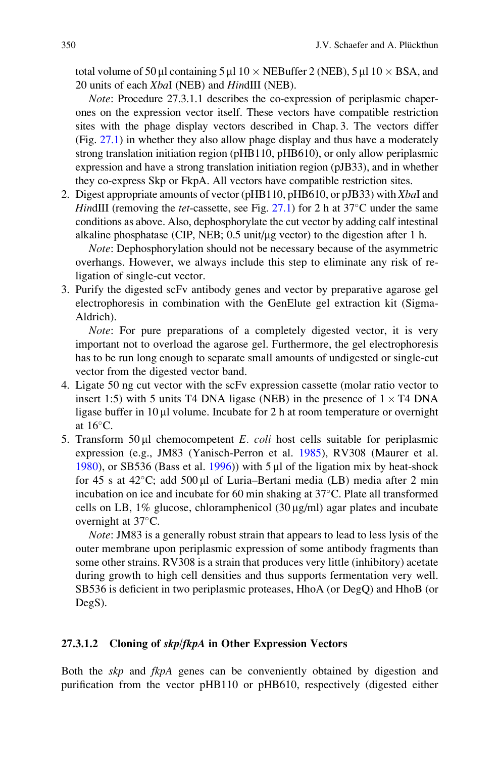total volume of 50 µl containing 5 µl 10 × NEBuffer 2 (NEB), 5 µl 10 × BSA, and 20 units of each *Xba*I (NEB) and *Hin*dIII (NEB).

*Note*: Procedure 27.3.1.1 describes the co-expression of periplasmic chaperones on the expression vector itself. These vectors have compatible restriction sites with the phage display vectors described in Chap. 3. The vectors differ (Fig. 27.1) in whether they also allow phage display and thus have a moderately strong translation initiation region (pHB110, pHB610), or only allow periplasmic expression and have a strong translation initiation region (pJB33), and in whether they co-express Skp or FkpA. All vectors have compatible restriction sites.

2. Digest appropriate amounts of vector (pHB110, pHB610, or pJB33) with *Xba*I and *Hin*dIII (removing the *tet*-cassette, see Fig. 27.1) for 2 h at 37°C under the same conditions as above. Also, dephosphorylate the cut vector by adding calf intestinal alkaline phosphatase (CIP, NEB; 0.5 unit/µg vector) to the digestion after 1 h.

   *Note*: Dephosphorylation should not be necessary because of the asymmetric overhangs. However, we always include this step to eliminate any risk of re-ligation of single-cut vector.

3. Purify the digested scFv antibody genes and vector by preparative agarose gel electrophoresis in combination with the GenElute gel extraction kit (Sigma-Aldrich).

   *Note*: For pure preparations of a completely digested vector, it is very important not to overload the agarose gel. Furthermore, the gel electrophoresis has to be run long enough to separate small amounts of undigested or single-cut vector from the digested vector band.

4. Ligate 50 ng cut vector with the scFv expression cassette (molar ratio vector to insert 1:5) with 5 units T4 DNA ligase (NEB) in the presence of 1 × T4 DNA ligase buffer in 10 µl volume. Incubate for 2 h at room temperature or overnight at 16°C.

5. Transform 50 µl chemocompetent *E. coli* host cells suitable for periplasmic expression (e.g., JM83 (Yanisch-Perron et al. 1985), RV308 (Maurer et al. 1980), or SB536 (Bass et al. 1996)) with 5 µl of the ligation mix by heat-shock for 45 s at 42°C; add 500 µl of Luria–Bertani media (LB) media after 2 min incubation on ice and incubate for 60 min shaking at 37°C. Plate all transformed cells on LB, 1% glucose, chloramphenicol (30 µg/ml) agar plates and incubate overnight at 37°C.

   *Note*: JM83 is a generally robust strain that appears to lead to less lysis of the outer membrane upon periplasmic expression of some antibody fragments than some other strains. RV308 is a strain that produces very little (inhibitory) acetate during growth to high cell densities and thus supports fermentation very well. SB536 is deficient in two periplasmic proteases, HhoA (or DegQ) and HhoB (or DegS).

#### 27.3.1.2 Cloning of *skp*/*fkpA* in Other Expression Vectors

Both the *skp* and *fkpA* genes can be conveniently obtained by digestion and purification from the vector pHB110 or pHB610, respectively (digested either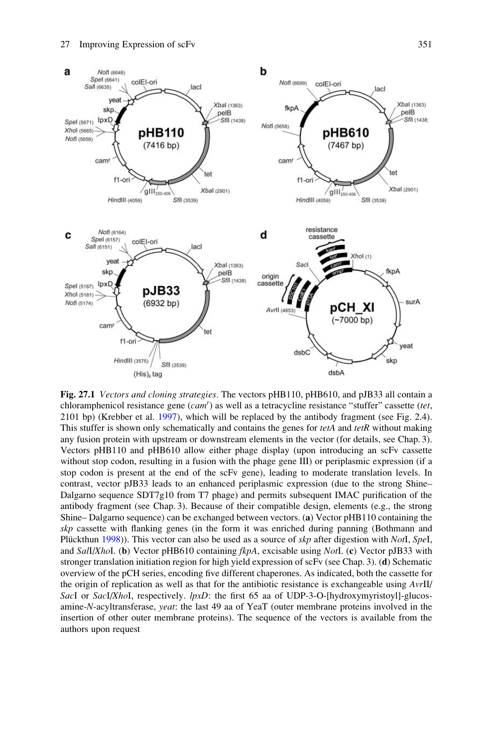**Fig. 27.1** *Vectors and cloning strategies*. The vectors pHB110, pHB610, and pJB33 all contain a chloramphenicol resistance gene (*cam*$^r$) as well as a tetracycline resistance "stuffer" cassette (*tet*, 2101 bp) (Krebber et al. 1997), which will be replaced by the antibody fragment (see Fig. 2.4). This stuffer is shown only schematically and contains the genes for *tetA* and *tetR* without making any fusion protein with upstream or downstream elements in the vector (for details, see Chap. 3). Vectors pHB110 and pHB610 allow either phage display (upon introducing an scFv cassette without stop codon, resulting in a fusion with the phage gene III) or periplasmic expression (if a stop codon is present at the end of the scFv gene), leading to moderate translation levels. In contrast, vector pJB33 leads to an enhanced periplasmic expression (due to the strong Shine–Dalgarno sequence SDT7g10 from T7 phage) and permits subsequent IMAC purification of the antibody fragment (see Chap. 3). Because of their compatible design, elements (e.g., the strong Shine– Dalgarno sequence) can be exchanged between vectors. (**a**) Vector pHB110 containing the *skp* cassette with flanking genes (in the form it was enriched during panning (Bothmann and Plückthun 1998)). This vector can also be used as a source of *skp* after digestion with *Not*I, *Spe*I, and *Sal*I/*Xho*I. (**b**) Vector pHB610 containing *fkpA*, excisable using *Not*I. (**c**) Vector pJB33 with stronger translation initiation region for high yield expression of scFv (see Chap. 3). (**d**) Schematic overview of the pCH series, encoding five different chaperones. As indicated, both the cassette for the origin of replication as well as that for the antibiotic resistance is exchangeable using *Avr*II/*Sac*I or *Sac*I/*Xho*I, respectively. *lpxD*: the first 65 aa of UDP-3-O-[hydroxymyristoyl]-glucosamine-*N*-acyltransferase, *yeat*: the last 49 aa of YeaT (outer membrane proteins involved in the insertion of other outer membrane proteins). The sequence of the vectors is available from the authors upon request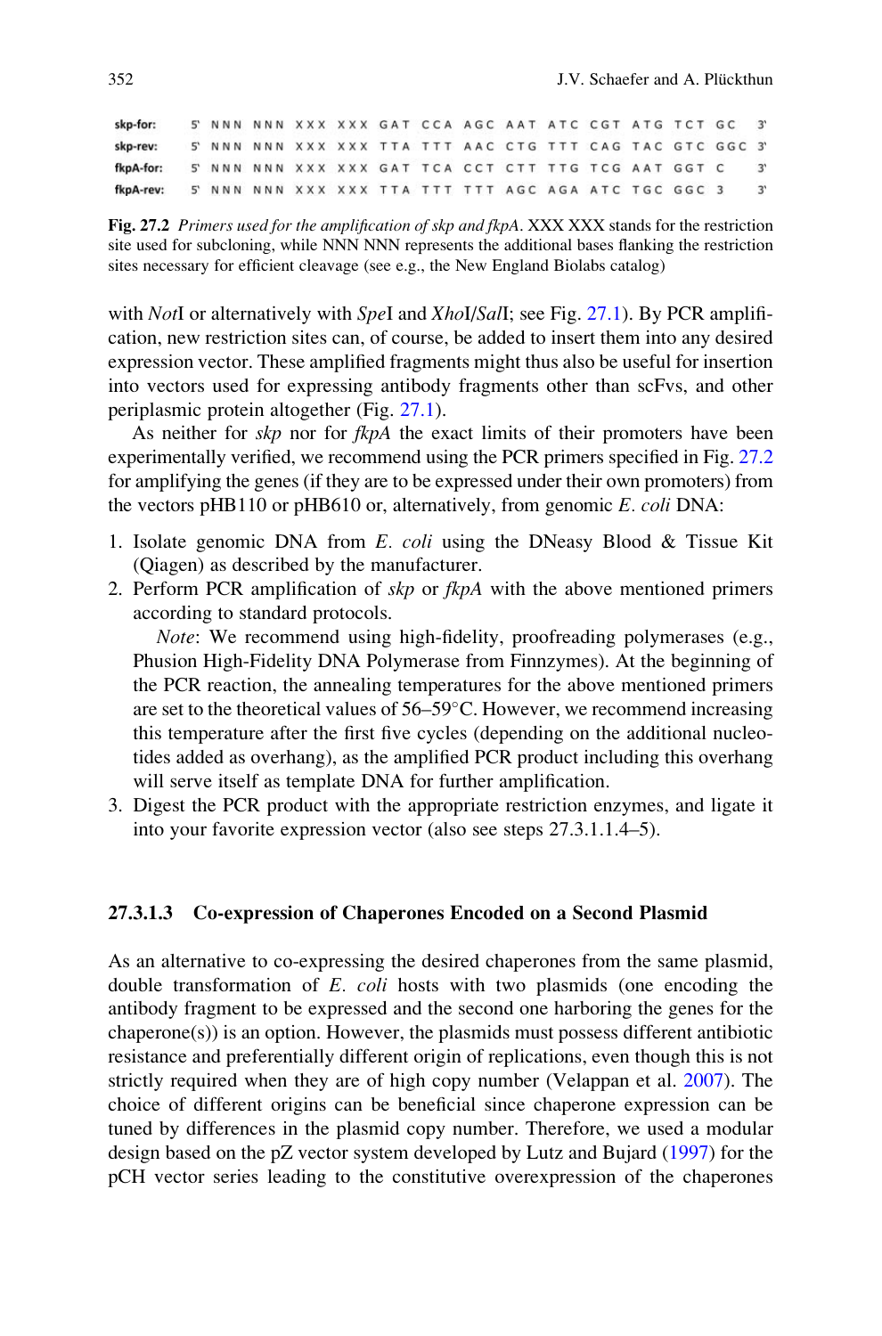```
skp-for:   5' NNN NNN XXX XXX GAT CCA AGC AAT ATC CGT ATG TCT GC   3'
skp-rev:   5' NNN NNN XXX XXX TTA TTT AAC CTG TTT CAG TAC GTC GGC 3'
fkpA-for:  5' NNN NNN XXX XXX GAT TCA CCT CTT TTG TCG AAT GGT C    3'
fkpA-rev:  5' NNN NNN XXX XXX TTA TTT TTT AGC AGA ATC TGC GGC 3    3'
```

**Fig. 27.2** *Primers used for the amplification of skp and fkpA*. XXX XXX stands for the restriction site used for subcloning, while NNN NNN represents the additional bases flanking the restriction sites necessary for efficient cleavage (see e.g., the New England Biolabs catalog)

with *Not*I or alternatively with *Spe*I and *Xho*I/*Sal*I; see Fig. 27.1). By PCR amplification, new restriction sites can, of course, be added to insert them into any desired expression vector. These amplified fragments might thus also be useful for insertion into vectors used for expressing antibody fragments other than scFvs, and other periplasmic protein altogether (Fig. 27.1).

As neither for *skp* nor for *fkpA* the exact limits of their promoters have been experimentally verified, we recommend using the PCR primers specified in Fig. 27.2 for amplifying the genes (if they are to be expressed under their own promoters) from the vectors pHB110 or pHB610 or, alternatively, from genomic *E. coli* DNA:

1. Isolate genomic DNA from *E. coli* using the DNeasy Blood & Tissue Kit (Qiagen) as described by the manufacturer.
2. Perform PCR amplification of *skp* or *fkpA* with the above mentioned primers according to standard protocols.

   *Note*: We recommend using high-fidelity, proofreading polymerases (e.g., Phusion High-Fidelity DNA Polymerase from Finnzymes). At the beginning of the PCR reaction, the annealing temperatures for the above mentioned primers are set to the theoretical values of 56–59°C. However, we recommend increasing this temperature after the first five cycles (depending on the additional nucleotides added as overhang), as the amplified PCR product including this overhang will serve itself as template DNA for further amplification.
3. Digest the PCR product with the appropriate restriction enzymes, and ligate it into your favorite expression vector (also see steps 27.3.1.1.4–5).

#### 27.3.1.3 Co-expression of Chaperones Encoded on a Second Plasmid

As an alternative to co-expressing the desired chaperones from the same plasmid, double transformation of *E. coli* hosts with two plasmids (one encoding the antibody fragment to be expressed and the second one harboring the genes for the chaperone(s)) is an option. However, the plasmids must possess different antibiotic resistance and preferentially different origin of replications, even though this is not strictly required when they are of high copy number (Velappan et al. 2007). The choice of different origins can be beneficial since chaperone expression can be tuned by differences in the plasmid copy number. Therefore, we used a modular design based on the pZ vector system developed by Lutz and Bujard (1997) for the pCH vector series leading to the constitutive overexpression of the chaperones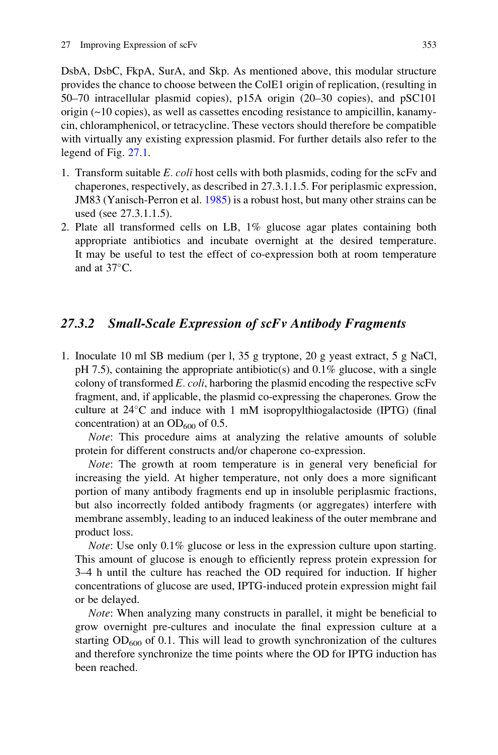DsbA, DsbC, FkpA, SurA, and Skp. As mentioned above, this modular structure provides the chance to choose between the ColE1 origin of replication, (resulting in 50–70 intracellular plasmid copies), p15A origin (20–30 copies), and pSC101 origin (~10 copies), as well as cassettes encoding resistance to ampicillin, kanamycin, chloramphenicol, or tetracycline. These vectors should therefore be compatible with virtually any existing expression plasmid. For further details also refer to the legend of Fig. 27.1.

1. Transform suitable *E. coli* host cells with both plasmids, coding for the scFv and chaperones, respectively, as described in 27.3.1.1.5. For periplasmic expression, JM83 (Yanisch-Perron et al. 1985) is a robust host, but many other strains can be used (see 27.3.1.1.5).
2. Plate all transformed cells on LB, 1% glucose agar plates containing both appropriate antibiotics and incubate overnight at the desired temperature. It may be useful to test the effect of co-expression both at room temperature and at 37°C.

### 27.3.2 Small-Scale Expression of scFv Antibody Fragments

1. Inoculate 10 ml SB medium (per l, 35 g tryptone, 20 g yeast extract, 5 g NaCl, pH 7.5), containing the appropriate antibiotic(s) and 0.1% glucose, with a single colony of transformed *E. coli*, harboring the plasmid encoding the respective scFv fragment, and, if applicable, the plasmid co-expressing the chaperones. Grow the culture at 24°C and induce with 1 mM isopropylthiogalactoside (IPTG) (final concentration) at an $OD_{600}$ of 0.5.

   *Note*: This procedure aims at analyzing the relative amounts of soluble protein for different constructs and/or chaperone co-expression.

   *Note*: The growth at room temperature is in general very beneficial for increasing the yield. At higher temperature, not only does a more significant portion of many antibody fragments end up in insoluble periplasmic fractions, but also incorrectly folded antibody fragments (or aggregates) interfere with membrane assembly, leading to an induced leakiness of the outer membrane and product loss.

   *Note*: Use only 0.1% glucose or less in the expression culture upon starting. This amount of glucose is enough to efficiently repress protein expression for 3–4 h until the culture has reached the OD required for induction. If higher concentrations of glucose are used, IPTG-induced protein expression might fail or be delayed.

   *Note*: When analyzing many constructs in parallel, it might be beneficial to grow overnight pre-cultures and inoculate the final expression culture at a starting $OD_{600}$ of 0.1. This will lead to growth synchronization of the cultures and therefore synchronize the time points where the OD for IPTG induction has been reached.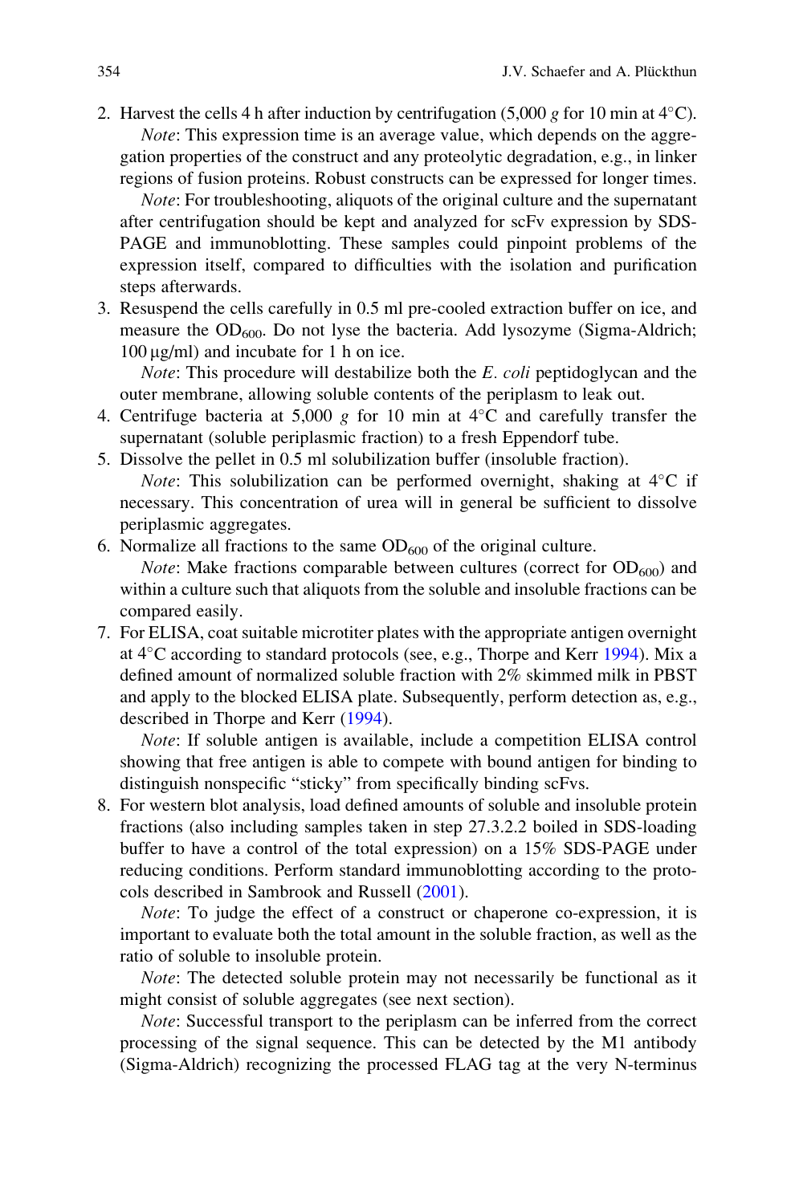2. Harvest the cells 4 h after induction by centrifugation (5,000 *g* for 10 min at 4°C).

   *Note*: This expression time is an average value, which depends on the aggregation properties of the construct and any proteolytic degradation, e.g., in linker regions of fusion proteins. Robust constructs can be expressed for longer times.

   *Note*: For troubleshooting, aliquots of the original culture and the supernatant after centrifugation should be kept and analyzed for scFv expression by SDS-PAGE and immunoblotting. These samples could pinpoint problems of the expression itself, compared to difficulties with the isolation and purification steps afterwards.

3. Resuspend the cells carefully in 0.5 ml pre-cooled extraction buffer on ice, and measure the $OD_{600}$. Do not lyse the bacteria. Add lysozyme (Sigma-Aldrich; 100 μg/ml) and incubate for 1 h on ice.

   *Note*: This procedure will destabilize both the *E. coli* peptidoglycan and the outer membrane, allowing soluble contents of the periplasm to leak out.

4. Centrifuge bacteria at 5,000 *g* for 10 min at 4°C and carefully transfer the supernatant (soluble periplasmic fraction) to a fresh Eppendorf tube.

5. Dissolve the pellet in 0.5 ml solubilization buffer (insoluble fraction).

   *Note*: This solubilization can be performed overnight, shaking at 4°C if necessary. This concentration of urea will in general be sufficient to dissolve periplasmic aggregates.

6. Normalize all fractions to the same $OD_{600}$ of the original culture.

   *Note*: Make fractions comparable between cultures (correct for $OD_{600}$) and within a culture such that aliquots from the soluble and insoluble fractions can be compared easily.

7. For ELISA, coat suitable microtiter plates with the appropriate antigen overnight at 4°C according to standard protocols (see, e.g., Thorpe and Kerr 1994). Mix a defined amount of normalized soluble fraction with 2% skimmed milk in PBST and apply to the blocked ELISA plate. Subsequently, perform detection as, e.g., described in Thorpe and Kerr (1994).

   *Note*: If soluble antigen is available, include a competition ELISA control showing that free antigen is able to compete with bound antigen for binding to distinguish nonspecific "sticky" from specifically binding scFvs.

8. For western blot analysis, load defined amounts of soluble and insoluble protein fractions (also including samples taken in step 27.3.2.2 boiled in SDS-loading buffer to have a control of the total expression) on a 15% SDS-PAGE under reducing conditions. Perform standard immunoblotting according to the protocols described in Sambrook and Russell (2001).

   *Note*: To judge the effect of a construct or chaperone co-expression, it is important to evaluate both the total amount in the soluble fraction, as well as the ratio of soluble to insoluble protein.

   *Note*: The detected soluble protein may not necessarily be functional as it might consist of soluble aggregates (see next section).

   *Note*: Successful transport to the periplasm can be inferred from the correct processing of the signal sequence. This can be detected by the M1 antibody (Sigma-Aldrich) recognizing the processed FLAG tag at the very N-terminus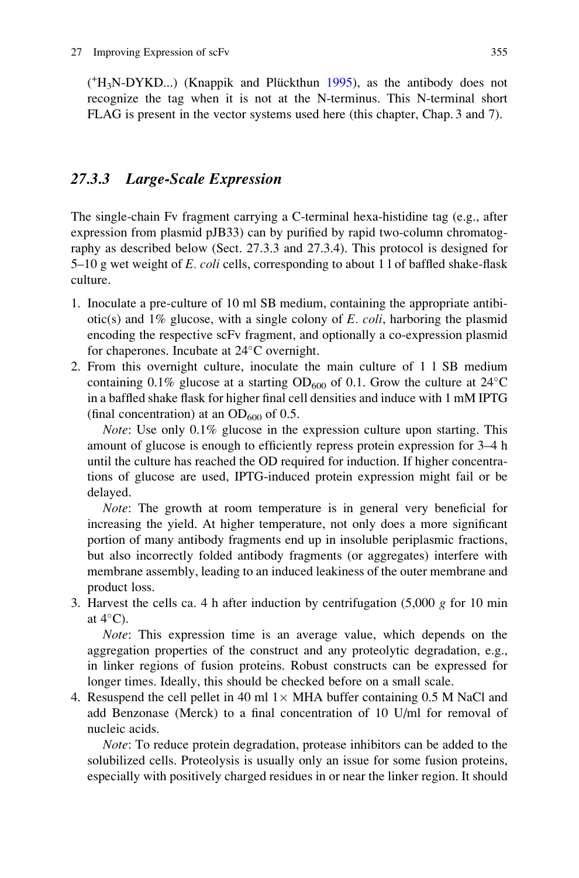($^+H_3N$-DYKD...) (Knappik and Plückthun 1995), as the antibody does not recognize the tag when it is not at the N-terminus. This N-terminal short FLAG is present in the vector systems used here (this chapter, Chap. 3 and 7).

### 27.3.3 Large-Scale Expression

The single-chain Fv fragment carrying a C-terminal hexa-histidine tag (e.g., after expression from plasmid pJB33) can by purified by rapid two-column chromatography as described below (Sect. 27.3.3 and 27.3.4). This protocol is designed for 5–10 g wet weight of *E. coli* cells, corresponding to about 1 l of baffled shake-flask culture.

1. Inoculate a pre-culture of 10 ml SB medium, containing the appropriate antibiotic(s) and 1% glucose, with a single colony of *E. coli*, harboring the plasmid encoding the respective scFv fragment, and optionally a co-expression plasmid for chaperones. Incubate at 24°C overnight.
2. From this overnight culture, inoculate the main culture of 1 l SB medium containing 0.1% glucose at a starting $OD_{600}$ of 0.1. Grow the culture at 24°C in a baffled shake flask for higher final cell densities and induce with 1 mM IPTG (final concentration) at an $OD_{600}$ of 0.5.

   *Note*: Use only 0.1% glucose in the expression culture upon starting. This amount of glucose is enough to efficiently repress protein expression for 3–4 h until the culture has reached the OD required for induction. If higher concentrations of glucose are used, IPTG-induced protein expression might fail or be delayed.

   *Note*: The growth at room temperature is in general very beneficial for increasing the yield. At higher temperature, not only does a more significant portion of many antibody fragments end up in insoluble periplasmic fractions, but also incorrectly folded antibody fragments (or aggregates) interfere with membrane assembly, leading to an induced leakiness of the outer membrane and product loss.
3. Harvest the cells ca. 4 h after induction by centrifugation (5,000 *g* for 10 min at 4°C).

   *Note*: This expression time is an average value, which depends on the aggregation properties of the construct and any proteolytic degradation, e.g., in linker regions of fusion proteins. Robust constructs can be expressed for longer times. Ideally, this should be checked before on a small scale.
4. Resuspend the cell pellet in 40 ml 1× MHA buffer containing 0.5 M NaCl and add Benzonase (Merck) to a final concentration of 10 U/ml for removal of nucleic acids.

   *Note*: To reduce protein degradation, protease inhibitors can be added to the solubilized cells. Proteolysis is usually only an issue for some fusion proteins, especially with positively charged residues in or near the linker region. It should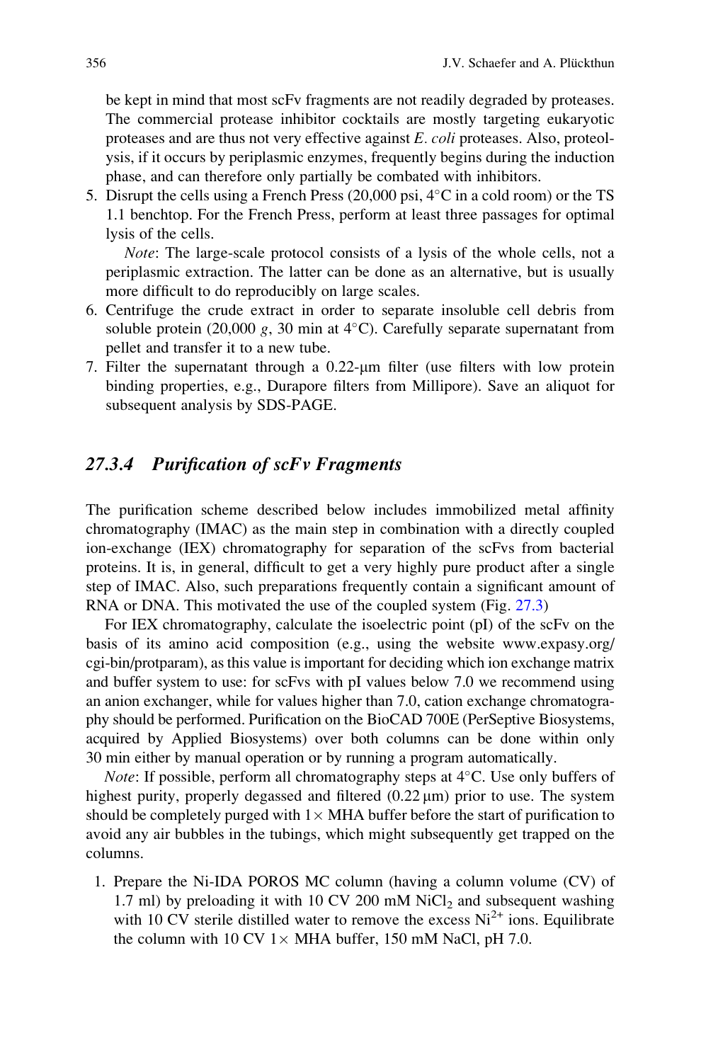be kept in mind that most scFv fragments are not readily degraded by proteases. The commercial protease inhibitor cocktails are mostly targeting eukaryotic proteases and are thus not very effective against *E. coli* proteases. Also, proteolysis, if it occurs by periplasmic enzymes, frequently begins during the induction phase, and can therefore only partially be combated with inhibitors.

5. Disrupt the cells using a French Press (20,000 psi, 4°C in a cold room) or the TS 1.1 benchtop. For the French Press, perform at least three passages for optimal lysis of the cells.

   *Note*: The large-scale protocol consists of a lysis of the whole cells, not a periplasmic extraction. The latter can be done as an alternative, but is usually more difficult to do reproducibly on large scales.
6. Centrifuge the crude extract in order to separate insoluble cell debris from soluble protein (20,000 *g*, 30 min at 4°C). Carefully separate supernatant from pellet and transfer it to a new tube.
7. Filter the supernatant through a 0.22-μm filter (use filters with low protein binding properties, e.g., Durapore filters from Millipore). Save an aliquot for subsequent analysis by SDS-PAGE.

### 27.3.4 Purification of scFv Fragments

The purification scheme described below includes immobilized metal affinity chromatography (IMAC) as the main step in combination with a directly coupled ion-exchange (IEX) chromatography for separation of the scFvs from bacterial proteins. It is, in general, difficult to get a very highly pure product after a single step of IMAC. Also, such preparations frequently contain a significant amount of RNA or DNA. This motivated the use of the coupled system (Fig. 27.3)

For IEX chromatography, calculate the isoelectric point (pI) of the scFv on the basis of its amino acid composition (e.g., using the website www.expasy.org/cgi-bin/protparam), as this value is important for deciding which ion exchange matrix and buffer system to use: for scFvs with pI values below 7.0 we recommend using an anion exchanger, while for values higher than 7.0, cation exchange chromatography should be performed. Purification on the BioCAD 700E (PerSeptive Biosystems, acquired by Applied Biosystems) over both columns can be done within only 30 min either by manual operation or by running a program automatically.

*Note*: If possible, perform all chromatography steps at 4°C. Use only buffers of highest purity, properly degassed and filtered (0.22 μm) prior to use. The system should be completely purged with 1× MHA buffer before the start of purification to avoid any air bubbles in the tubings, which might subsequently get trapped on the columns.

1. Prepare the Ni-IDA POROS MC column (having a column volume (CV) of 1.7 ml) by preloading it with 10 CV 200 mM $NiCl_2$ and subsequent washing with 10 CV sterile distilled water to remove the excess $Ni^{2+}$ ions. Equilibrate the column with 10 CV 1× MHA buffer, 150 mM NaCl, pH 7.0.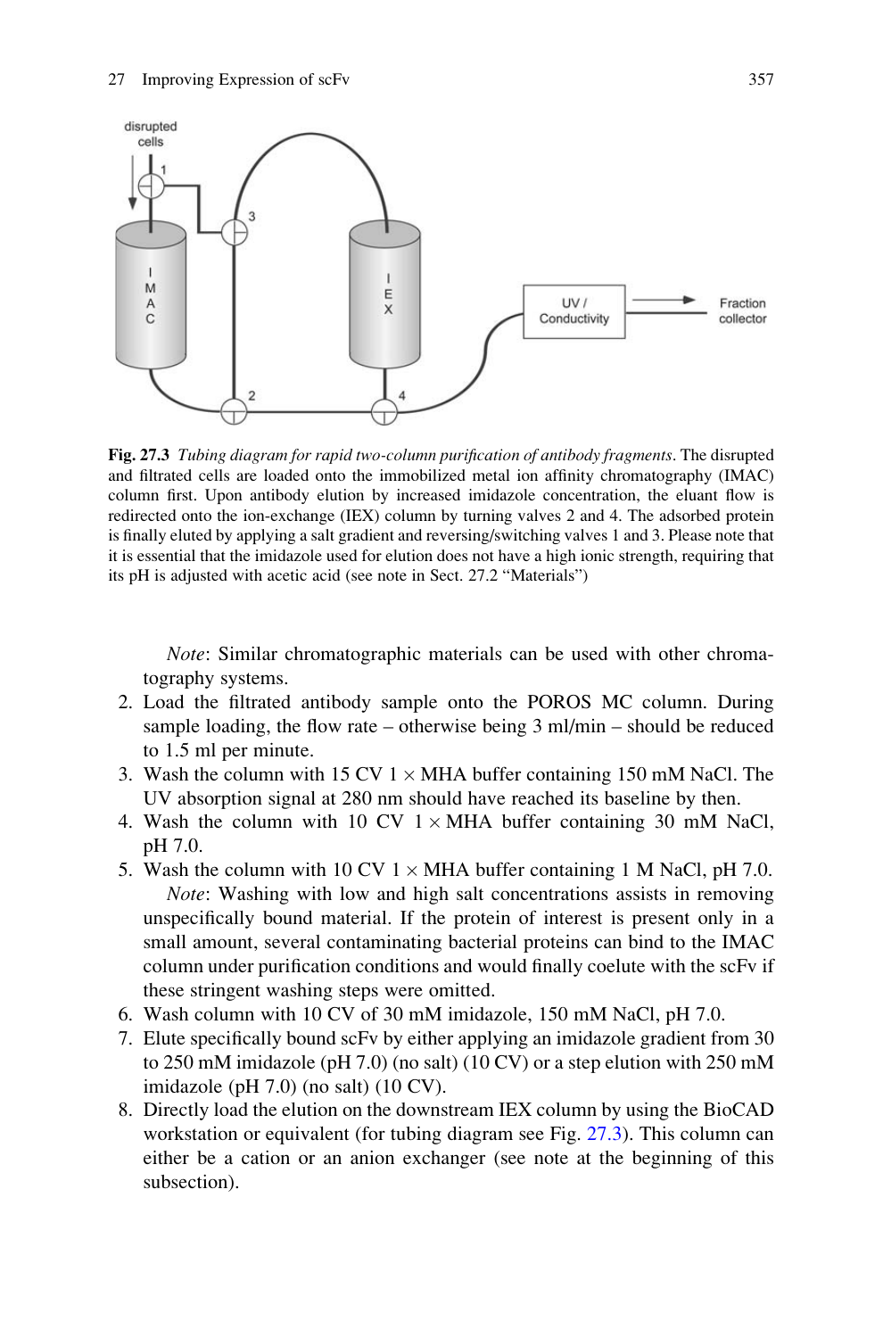**Fig. 27.3** *Tubing diagram for rapid two-column purification of antibody fragments*. The disrupted and filtrated cells are loaded onto the immobilized metal ion affinity chromatography (IMAC) column first. Upon antibody elution by increased imidazole concentration, the eluant flow is redirected onto the ion-exchange (IEX) column by turning valves 2 and 4. The adsorbed protein is finally eluted by applying a salt gradient and reversing/switching valves 1 and 3. Please note that it is essential that the imidazole used for elution does not have a high ionic strength, requiring that its pH is adjusted with acetic acid (see note in Sect. 27.2 "Materials")

*Note*: Similar chromatographic materials can be used with other chromatography systems.

2. Load the filtrated antibody sample onto the POROS MC column. During sample loading, the flow rate – otherwise being 3 ml/min – should be reduced to 1.5 ml per minute.
3. Wash the column with 15 CV 1 × MHA buffer containing 150 mM NaCl. The UV absorption signal at 280 nm should have reached its baseline by then.
4. Wash the column with 10 CV 1 × MHA buffer containing 30 mM NaCl, pH 7.0.
5. Wash the column with 10 CV 1 × MHA buffer containing 1 M NaCl, pH 7.0.

   *Note*: Washing with low and high salt concentrations assists in removing unspecifically bound material. If the protein of interest is present only in a small amount, several contaminating bacterial proteins can bind to the IMAC column under purification conditions and would finally coelute with the scFv if these stringent washing steps were omitted.
6. Wash column with 10 CV of 30 mM imidazole, 150 mM NaCl, pH 7.0.
7. Elute specifically bound scFv by either applying an imidazole gradient from 30 to 250 mM imidazole (pH 7.0) (no salt) (10 CV) or a step elution with 250 mM imidazole (pH 7.0) (no salt) (10 CV).
8. Directly load the elution on the downstream IEX column by using the BioCAD workstation or equivalent (for tubing diagram see Fig. 27.3). This column can either be a cation or an anion exchanger (see note at the beginning of this subsection).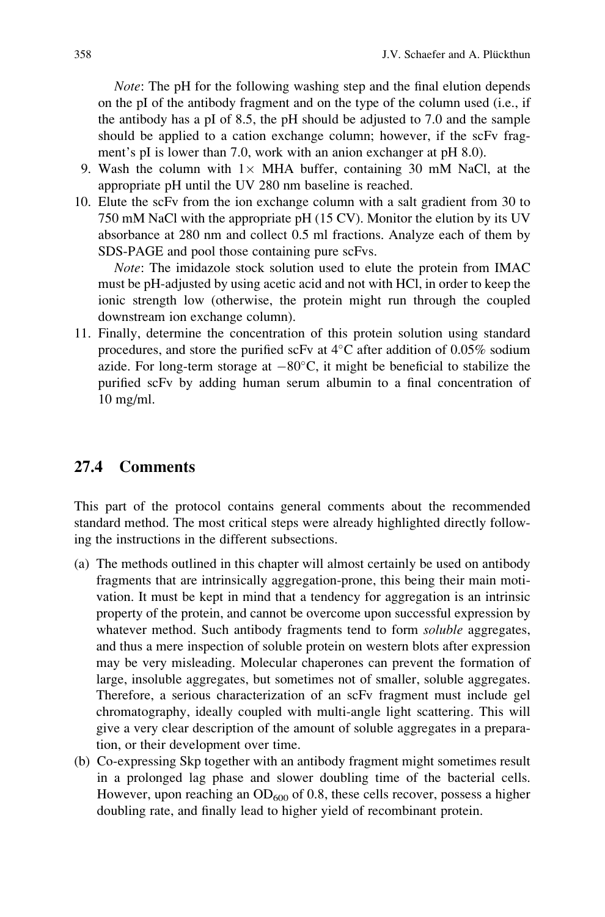*Note*: The pH for the following washing step and the final elution depends on the pI of the antibody fragment and on the type of the column used (i.e., if the antibody has a pI of 8.5, the pH should be adjusted to 7.0 and the sample should be applied to a cation exchange column; however, if the scFv fragment's pI is lower than 7.0, work with an anion exchanger at pH 8.0).

9. Wash the column with 1× MHA buffer, containing 30 mM NaCl, at the appropriate pH until the UV 280 nm baseline is reached.
10. Elute the scFv from the ion exchange column with a salt gradient from 30 to 750 mM NaCl with the appropriate pH (15 CV). Monitor the elution by its UV absorbance at 280 nm and collect 0.5 ml fractions. Analyze each of them by SDS-PAGE and pool those containing pure scFvs.

    *Note*: The imidazole stock solution used to elute the protein from IMAC must be pH-adjusted by using acetic acid and not with HCl, in order to keep the ionic strength low (otherwise, the protein might run through the coupled downstream ion exchange column).
11. Finally, determine the concentration of this protein solution using standard procedures, and store the purified scFv at 4°C after addition of 0.05% sodium azide. For long-term storage at −80°C, it might be beneficial to stabilize the purified scFv by adding human serum albumin to a final concentration of 10 mg/ml.

## 27.4 Comments

This part of the protocol contains general comments about the recommended standard method. The most critical steps were already highlighted directly following the instructions in the different subsections.

(a) The methods outlined in this chapter will almost certainly be used on antibody fragments that are intrinsically aggregation-prone, this being their main motivation. It must be kept in mind that a tendency for aggregation is an intrinsic property of the protein, and cannot be overcome upon successful expression by whatever method. Such antibody fragments tend to form *soluble* aggregates, and thus a mere inspection of soluble protein on western blots after expression may be very misleading. Molecular chaperones can prevent the formation of large, insoluble aggregates, but sometimes not of smaller, soluble aggregates. Therefore, a serious characterization of an scFv fragment must include gel chromatography, ideally coupled with multi-angle light scattering. This will give a very clear description of the amount of soluble aggregates in a preparation, or their development over time.

(b) Co-expressing Skp together with an antibody fragment might sometimes result in a prolonged lag phase and slower doubling time of the bacterial cells. However, upon reaching an $OD_{600}$ of 0.8, these cells recover, possess a higher doubling rate, and finally lead to higher yield of recombinant protein.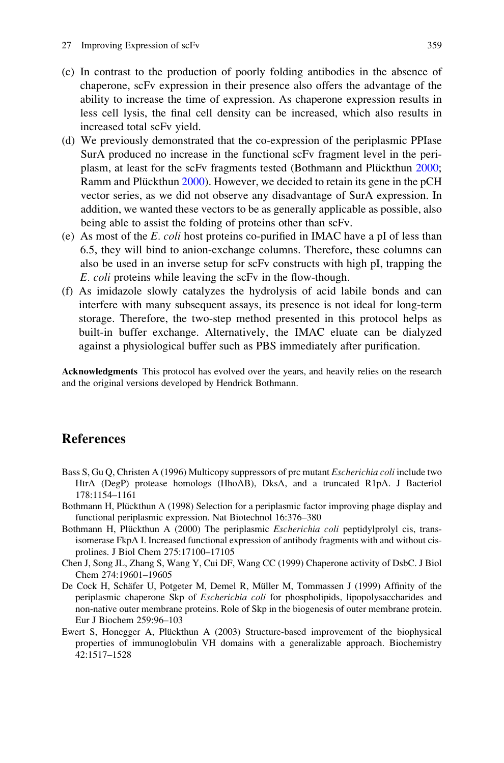(c) In contrast to the production of poorly folding antibodies in the absence of chaperone, scFv expression in their presence also offers the advantage of the ability to increase the time of expression. As chaperone expression results in less cell lysis, the final cell density can be increased, which also results in increased total scFv yield.

(d) We previously demonstrated that the co-expression of the periplasmic PPIase SurA produced no increase in the functional scFv fragment level in the periplasm, at least for the scFv fragments tested (Bothmann and Plückthun 2000; Ramm and Plückthun 2000). However, we decided to retain its gene in the pCH vector series, as we did not observe any disadvantage of SurA expression. In addition, we wanted these vectors to be as generally applicable as possible, also being able to assist the folding of proteins other than scFv.

(e) As most of the *E. coli* host proteins co-purified in IMAC have a pI of less than 6.5, they will bind to anion-exchange columns. Therefore, these columns can also be used in an inverse setup for scFv constructs with high pI, trapping the *E. coli* proteins while leaving the scFv in the flow-though.

(f) As imidazole slowly catalyzes the hydrolysis of acid labile bonds and can interfere with many subsequent assays, its presence is not ideal for long-term storage. Therefore, the two-step method presented in this protocol helps as built-in buffer exchange. Alternatively, the IMAC eluate can be dialyzed against a physiological buffer such as PBS immediately after purification.

**Acknowledgments** This protocol has evolved over the years, and heavily relies on the research and the original versions developed by Hendrick Bothmann.

## References

Bass S, Gu Q, Christen A (1996) Multicopy suppressors of prc mutant *Escherichia coli* include two HtrA (DegP) protease homologs (HhoAB), DksA, and a truncated R1pA. J Bacteriol 178:1154–1161

Bothmann H, Plückthun A (1998) Selection for a periplasmic factor improving phage display and functional periplasmic expression. Nat Biotechnol 16:376–380

Bothmann H, Plückthun A (2000) The periplasmic *Escherichia coli* peptidylprolyl cis, trans-isomerase FkpA I. Increased functional expression of antibody fragments with and without cis-prolines. J Biol Chem 275:17100–17105

Chen J, Song JL, Zhang S, Wang Y, Cui DF, Wang CC (1999) Chaperone activity of DsbC. J Biol Chem 274:19601–19605

De Cock H, Schäfer U, Potgeter M, Demel R, Müller M, Tommassen J (1999) Affinity of the periplasmic chaperone Skp of *Escherichia coli* for phospholipids, lipopolysaccharides and non-native outer membrane proteins. Role of Skp in the biogenesis of outer membrane protein. Eur J Biochem 259:96–103

Ewert S, Honegger A, Plückthun A (2003) Structure-based improvement of the biophysical properties of immunoglobulin VH domains with a generalizable approach. Biochemistry 42:1517–1528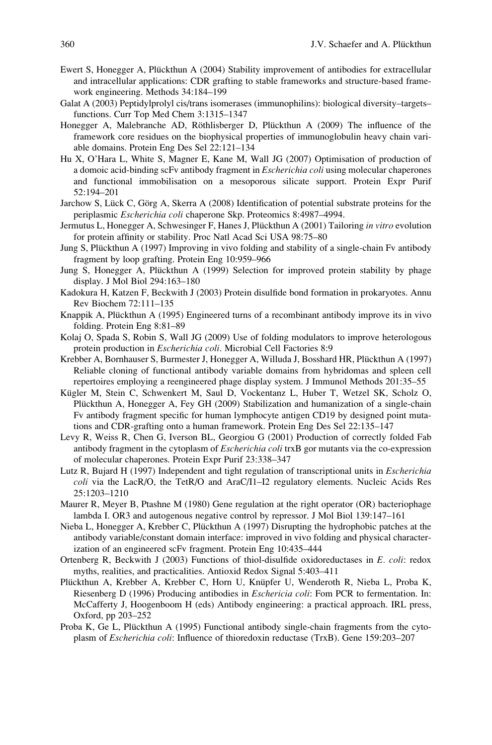Ewert S, Honegger A, Plückthun A (2004) Stability improvement of antibodies for extracellular and intracellular applications: CDR grafting to stable frameworks and structure-based framework engineering. Methods 34:184–199

Galat A (2003) Peptidylprolyl cis/trans isomerases (immunophilins): biological diversity–targets–functions. Curr Top Med Chem 3:1315–1347

Honegger A, Malebranche AD, Röthlisberger D, Plückthun A (2009) The influence of the framework core residues on the biophysical properties of immunoglobulin heavy chain variable domains. Protein Eng Des Sel 22:121–134

Hu X, O'Hara L, White S, Magner E, Kane M, Wall JG (2007) Optimisation of production of a domoic acid-binding scFv antibody fragment in *Escherichia coli* using molecular chaperones and functional immobilisation on a mesoporous silicate support. Protein Expr Purif 52:194–201

Jarchow S, Lück C, Görg A, Skerra A (2008) Identification of potential substrate proteins for the periplasmic *Escherichia coli* chaperone Skp. Proteomics 8:4987–4994.

Jermutus L, Honegger A, Schwesinger F, Hanes J, Plückthun A (2001) Tailoring *in vitro* evolution for protein affinity or stability. Proc Natl Acad Sci USA 98:75–80

Jung S, Plückthun A (1997) Improving in vivo folding and stability of a single-chain Fv antibody fragment by loop grafting. Protein Eng 10:959–966

Jung S, Honegger A, Plückthun A (1999) Selection for improved protein stability by phage display. J Mol Biol 294:163–180

Kadokura H, Katzen F, Beckwith J (2003) Protein disulfide bond formation in prokaryotes. Annu Rev Biochem 72:111–135

Knappik A, Plückthun A (1995) Engineered turns of a recombinant antibody improve its in vivo folding. Protein Eng 8:81–89

Kolaj O, Spada S, Robin S, Wall JG (2009) Use of folding modulators to improve heterologous protein production in *Escherichia coli*. Microbial Cell Factories 8:9

Krebber A, Bornhauser S, Burmester J, Honegger A, Willuda J, Bosshard HR, Plückthun A (1997) Reliable cloning of functional antibody variable domains from hybridomas and spleen cell repertoires employing a reengineered phage display system. J Immunol Methods 201:35–55

Kügler M, Stein C, Schwenkert M, Saul D, Vockentanz L, Huber T, Wetzel SK, Scholz O, Plückthun A, Honegger A, Fey GH (2009) Stabilization and humanization of a single-chain Fv antibody fragment specific for human lymphocyte antigen CD19 by designed point mutations and CDR-grafting onto a human framework. Protein Eng Des Sel 22:135–147

Levy R, Weiss R, Chen G, Iverson BL, Georgiou G (2001) Production of correctly folded Fab antibody fragment in the cytoplasm of *Escherichia coli* trxB gor mutants via the co-expression of molecular chaperones. Protein Expr Purif 23:338–347

Lutz R, Bujard H (1997) Independent and tight regulation of transcriptional units in *Escherichia coli* via the LacR/O, the TetR/O and AraC/I1–I2 regulatory elements. Nucleic Acids Res 25:1203–1210

Maurer R, Meyer B, Ptashne M (1980) Gene regulation at the right operator (OR) bacteriophage lambda I. OR3 and autogenous negative control by repressor. J Mol Biol 139:147–161

Nieba L, Honegger A, Krebber C, Plückthun A (1997) Disrupting the hydrophobic patches at the antibody variable/constant domain interface: improved in vivo folding and physical characterization of an engineered scFv fragment. Protein Eng 10:435–444

Ortenberg R, Beckwith J (2003) Functions of thiol-disulfide oxidoreductases in *E. coli*: redox myths, realities, and practicalities. Antioxid Redox Signal 5:403–411

Plückthun A, Krebber A, Krebber C, Horn U, Knüpfer U, Wenderoth R, Nieba L, Proba K, Riesenberg D (1996) Producing antibodies in *Eschericia coli*: Fom PCR to fermentation. In: McCafferty J, Hoogenboom H (eds) Antibody engineering: a practical approach. IRL press, Oxford, pp 203–252

Proba K, Ge L, Plückthun A (1995) Functional antibody single-chain fragments from the cytoplasm of *Escherichia coli*: Influence of thioredoxin reductase (TrxB). Gene 159:203–207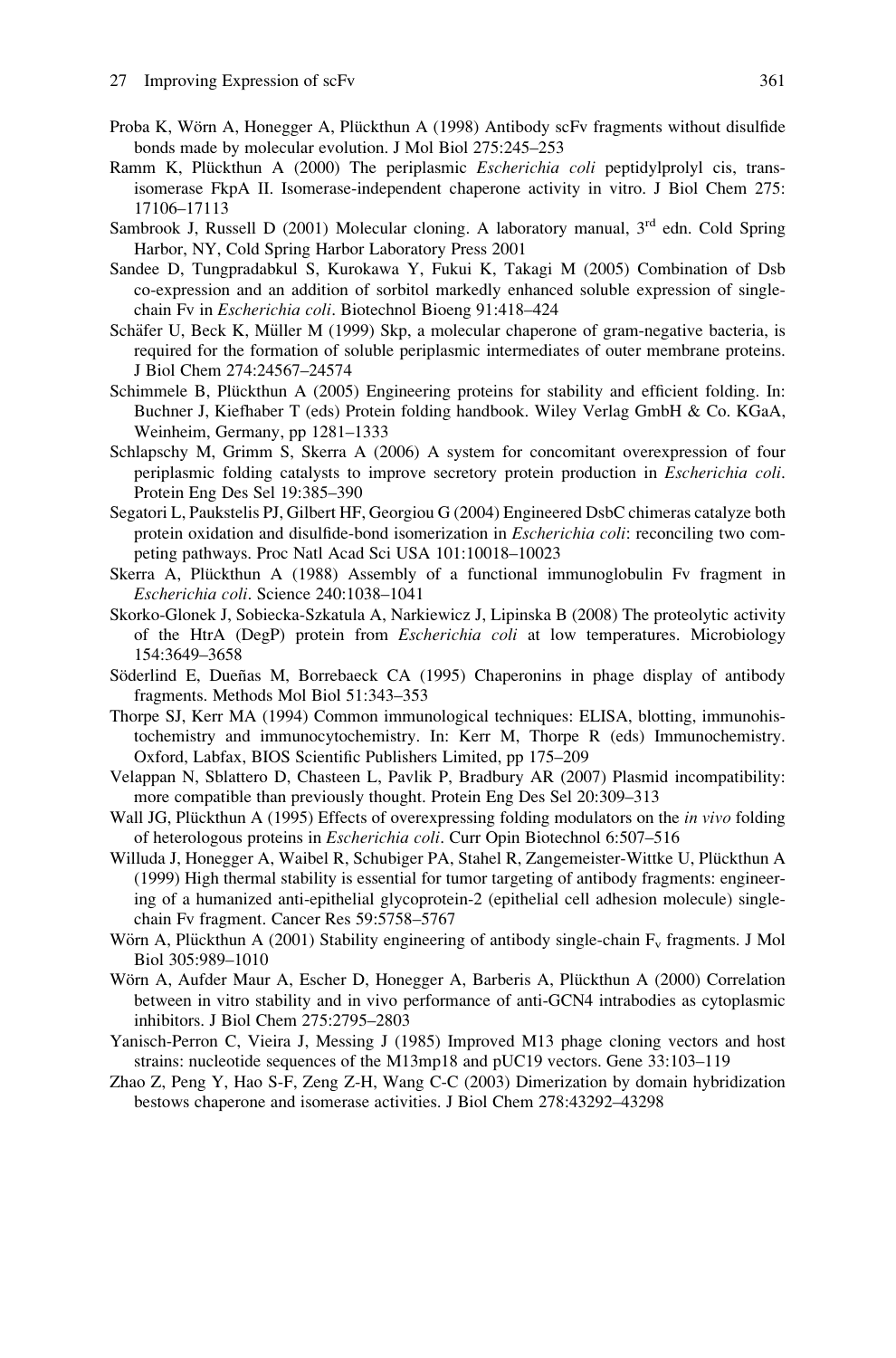Proba K, Wörn A, Honegger A, Plückthun A (1998) Antibody scFv fragments without disulfide bonds made by molecular evolution. J Mol Biol 275:245–253

Ramm K, Plückthun A (2000) The periplasmic *Escherichia coli* peptidylprolyl cis, trans-isomerase FkpA II. Isomerase-independent chaperone activity in vitro. J Biol Chem 275: 17106–17113

Sambrook J, Russell D (2001) Molecular cloning. A laboratory manual, 3rd edn. Cold Spring Harbor, NY, Cold Spring Harbor Laboratory Press 2001

Sandee D, Tungpradabkul S, Kurokawa Y, Fukui K, Takagi M (2005) Combination of Dsb co-expression and an addition of sorbitol markedly enhanced soluble expression of single-chain Fv in *Escherichia coli*. Biotechnol Bioeng 91:418–424

Schäfer U, Beck K, Müller M (1999) Skp, a molecular chaperone of gram-negative bacteria, is required for the formation of soluble periplasmic intermediates of outer membrane proteins. J Biol Chem 274:24567–24574

Schimmele B, Plückthun A (2005) Engineering proteins for stability and efficient folding. In: Buchner J, Kiefhaber T (eds) Protein folding handbook. Wiley Verlag GmbH & Co. KGaA, Weinheim, Germany, pp 1281–1333

Schlapschy M, Grimm S, Skerra A (2006) A system for concomitant overexpression of four periplasmic folding catalysts to improve secretory protein production in *Escherichia coli*. Protein Eng Des Sel 19:385–390

Segatori L, Paukstelis PJ, Gilbert HF, Georgiou G (2004) Engineered DsbC chimeras catalyze both protein oxidation and disulfide-bond isomerization in *Escherichia coli*: reconciling two competing pathways. Proc Natl Acad Sci USA 101:10018–10023

Skerra A, Plückthun A (1988) Assembly of a functional immunoglobulin Fv fragment in *Escherichia coli*. Science 240:1038–1041

Skorko-Glonek J, Sobiecka-Szkatula A, Narkiewicz J, Lipinska B (2008) The proteolytic activity of the HtrA (DegP) protein from *Escherichia coli* at low temperatures. Microbiology 154:3649–3658

Söderlind E, Dueñas M, Borrebaeck CA (1995) Chaperonins in phage display of antibody fragments. Methods Mol Biol 51:343–353

Thorpe SJ, Kerr MA (1994) Common immunological techniques: ELISA, blotting, immunohistochemistry and immunocytochemistry. In: Kerr M, Thorpe R (eds) Immunochemistry. Oxford, Labfax, BIOS Scientific Publishers Limited, pp 175–209

Velappan N, Sblattero D, Chasteen L, Pavlik P, Bradbury AR (2007) Plasmid incompatibility: more compatible than previously thought. Protein Eng Des Sel 20:309–313

Wall JG, Plückthun A (1995) Effects of overexpressing folding modulators on the *in vivo* folding of heterologous proteins in *Escherichia coli*. Curr Opin Biotechnol 6:507–516

Willuda J, Honegger A, Waibel R, Schubiger PA, Stahel R, Zangemeister-Wittke U, Plückthun A (1999) High thermal stability is essential for tumor targeting of antibody fragments: engineering of a humanized anti-epithelial glycoprotein-2 (epithelial cell adhesion molecule) single-chain Fv fragment. Cancer Res 59:5758–5767

Wörn A, Plückthun A (2001) Stability engineering of antibody single-chain $F_v$ fragments. J Mol Biol 305:989–1010

Wörn A, Aufder Maur A, Escher D, Honegger A, Barberis A, Plückthun A (2000) Correlation between in vitro stability and in vivo performance of anti-GCN4 intrabodies as cytoplasmic inhibitors. J Biol Chem 275:2795–2803

Yanisch-Perron C, Vieira J, Messing J (1985) Improved M13 phage cloning vectors and host strains: nucleotide sequences of the M13mp18 and pUC19 vectors. Gene 33:103–119

Zhao Z, Peng Y, Hao S-F, Zeng Z-H, Wang C-C (2003) Dimerization by domain hybridization bestows chaperone and isomerase activities. J Biol Chem 278:43292–43298